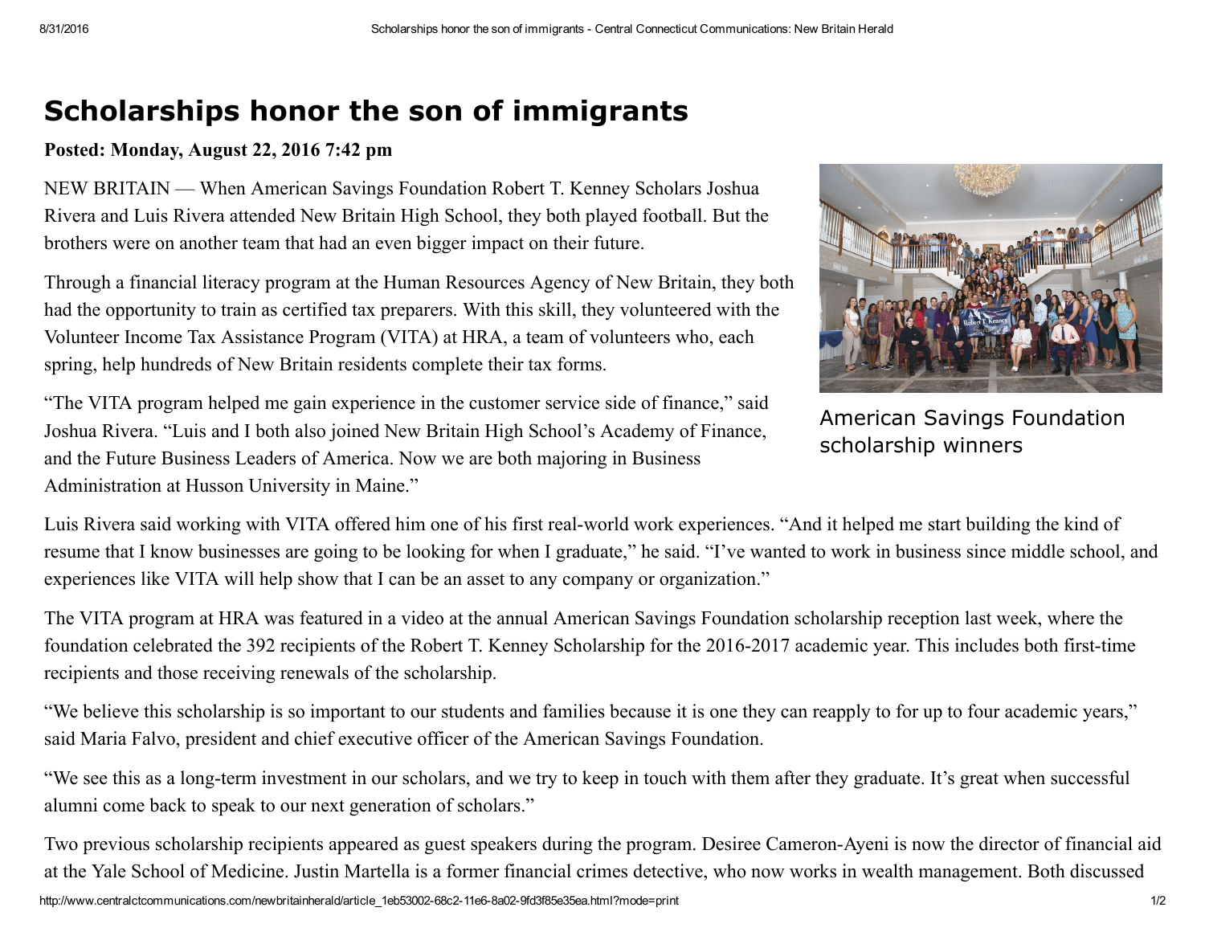# Scholarships honor the son of immigrants

**Posted: Monday, August 22, 2016 7:42 pm**

NEW BRITAIN — When American Savings Foundation Robert T. Kenney Scholars Joshua Rivera and Luis Rivera attended New Britain High School, they both played football. But the brothers were on another team that had an even bigger impact on their future.

Through a financial literacy program at the Human Resources Agency of New Britain, they both had the opportunity to train as certified tax preparers. With this skill, they volunteered with the Volunteer Income Tax Assistance Program (VITA) at HRA, a team of volunteers who, each spring, help hundreds of New Britain residents complete their tax forms.

"The VITA program helped me gain experience in the customer service side of finance," said Joshua Rivera. "Luis and I both also joined New Britain High School's Academy of Finance, and the Future Business Leaders of America. Now we are both majoring in Business Administration at Husson University in Maine."

American Savings Foundation scholarship winners

Luis Rivera said working with VITA offered him one of his first real-world work experiences. "And it helped me start building the kind of resume that I know businesses are going to be looking for when I graduate," he said. "I've wanted to work in business since middle school, and experiences like VITA will help show that I can be an asset to any company or organization."

The VITA program at HRA was featured in a video at the annual American Savings Foundation scholarship reception last week, where the foundation celebrated the 392 recipients of the Robert T. Kenney Scholarship for the 2016-2017 academic year. This includes both first-time recipients and those receiving renewals of the scholarship.

"We believe this scholarship is so important to our students and families because it is one they can reapply to for up to four academic years," said Maria Falvo, president and chief executive officer of the American Savings Foundation.

"We see this as a long-term investment in our scholars, and we try to keep in touch with them after they graduate. It's great when successful alumni come back to speak to our next generation of scholars."

Two previous scholarship recipients appeared as guest speakers during the program. Desiree Cameron-Ayeni is now the director of financial aid at the Yale School of Medicine. Justin Martella is a former financial crimes detective, who now works in wealth management. Both discussed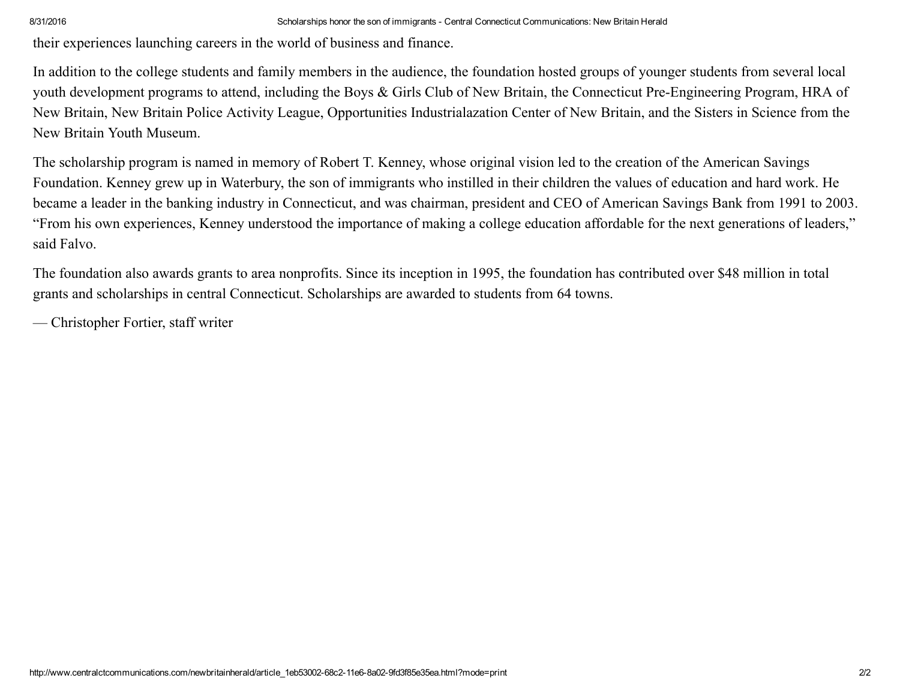their experiences launching careers in the world of business and finance.

In addition to the college students and family members in the audience, the foundation hosted groups of younger students from several local youth development programs to attend, including the Boys & Girls Club of New Britain, the Connecticut Pre-Engineering Program, HRA of New Britain, New Britain Police Activity League, Opportunities Industrialazation Center of New Britain, and the Sisters in Science from the New Britain Youth Museum.

The scholarship program is named in memory of Robert T. Kenney, whose original vision led to the creation of the American Savings Foundation. Kenney grew up in Waterbury, the son of immigrants who instilled in their children the values of education and hard work. He became a leader in the banking industry in Connecticut, and was chairman, president and CEO of American Savings Bank from 1991 to 2003. "From his own experiences, Kenney understood the importance of making a college education affordable for the next generations of leaders," said Falvo.

The foundation also awards grants to area nonprofits. Since its inception in 1995, the foundation has contributed over $48 million in total grants and scholarships in central Connecticut. Scholarships are awarded to students from 64 towns.

— Christopher Fortier, staff writer